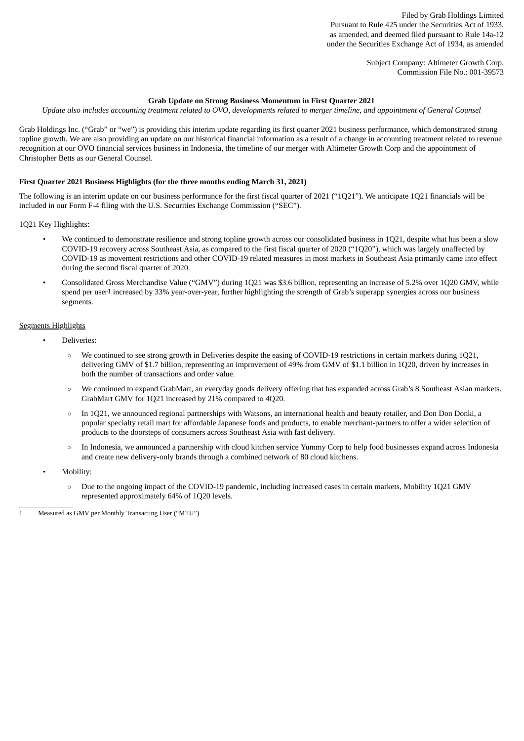Filed by Grab Holdings Limited
Pursuant to Rule 425 under the Securities Act of 1933,
as amended, and deemed filed pursuant to Rule 14a-12
under the Securities Exchange Act of 1934, as amended

Subject Company: Altimeter Growth Corp.
Commission File No.: 001-39573

**Grab Update on Strong Business Momentum in First Quarter 2021**

*Update also includes accounting treatment related to OVO, developments related to merger timeline, and appointment of General Counsel*

Grab Holdings Inc. ("Grab" or "we") is providing this interim update regarding its first quarter 2021 business performance, which demonstrated strong topline growth. We are also providing an update on our historical financial information as a result of a change in accounting treatment related to revenue recognition at our OVO financial services business in Indonesia, the timeline of our merger with Altimeter Growth Corp and the appointment of Christopher Betts as our General Counsel.

**First Quarter 2021 Business Highlights (for the three months ending March 31, 2021)**

The following is an interim update on our business performance for the first fiscal quarter of 2021 ("1Q21"). We anticipate 1Q21 financials will be included in our Form F-4 filing with the U.S. Securities Exchange Commission ("SEC").

1Q21 Key Highlights:

- We continued to demonstrate resilience and strong topline growth across our consolidated business in 1Q21, despite what has been a slow COVID-19 recovery across Southeast Asia, as compared to the first fiscal quarter of 2020 ("1Q20"), which was largely unaffected by COVID-19 as movement restrictions and other COVID-19 related measures in most markets in Southeast Asia primarily came into effect during the second fiscal quarter of 2020.
- Consolidated Gross Merchandise Value ("GMV") during 1Q21 was $3.6 billion, representing an increase of 5.2% over 1Q20 GMV, while spend per user[1] increased by 33% year-over-year, further highlighting the strength of Grab's superapp synergies across our business segments.

Segments Highlights

- Deliveries:
  - We continued to see strong growth in Deliveries despite the easing of COVID-19 restrictions in certain markets during 1Q21, delivering GMV of $1.7 billion, representing an improvement of 49% from GMV of $1.1 billion in 1Q20, driven by increases in both the number of transactions and order value.
  - We continued to expand GrabMart, an everyday goods delivery offering that has expanded across Grab's 8 Southeast Asian markets. GrabMart GMV for 1Q21 increased by 21% compared to 4Q20.
  - In 1Q21, we announced regional partnerships with Watsons, an international health and beauty retailer, and Don Don Donki, a popular specialty retail mart for affordable Japanese foods and products, to enable merchant-partners to offer a wider selection of products to the doorsteps of consumers across Southeast Asia with fast delivery.
  - In Indonesia, we announced a partnership with cloud kitchen service Yummy Corp to help food businesses expand across Indonesia and create new delivery-only brands through a combined network of 80 cloud kitchens.
- Mobility:
  - Due to the ongoing impact of the COVID-19 pandemic, including increased cases in certain markets, Mobility 1Q21 GMV represented approximately 64% of 1Q20 levels.

[1] Measured as GMV per Monthly Transacting User ("MTU")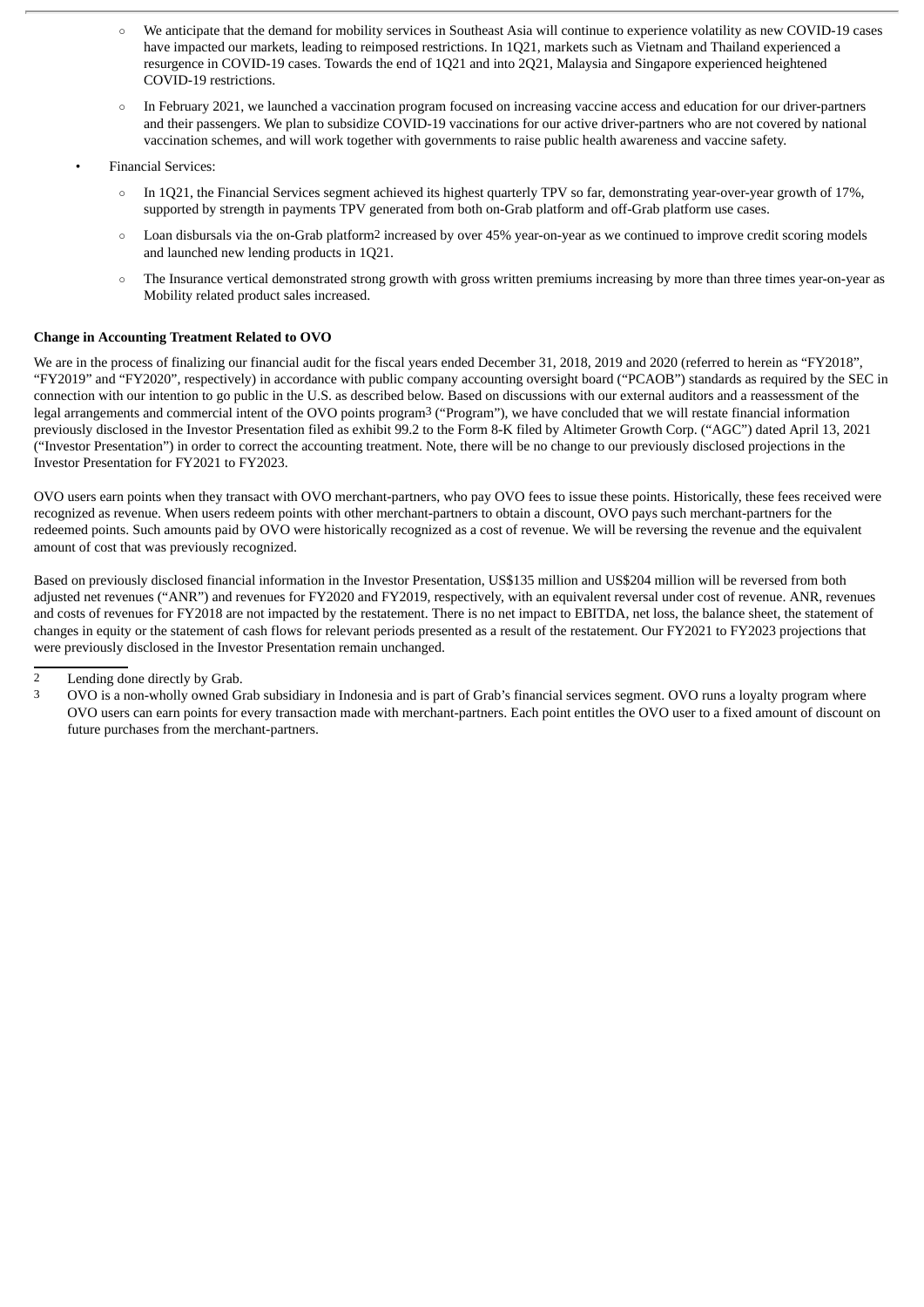- We anticipate that the demand for mobility services in Southeast Asia will continue to experience volatility as new COVID-19 cases have impacted our markets, leading to reimposed restrictions. In 1Q21, markets such as Vietnam and Thailand experienced a resurgence in COVID-19 cases. Towards the end of 1Q21 and into 2Q21, Malaysia and Singapore experienced heightened COVID-19 restrictions.
- In February 2021, we launched a vaccination program focused on increasing vaccine access and education for our driver-partners and their passengers. We plan to subsidize COVID-19 vaccinations for our active driver-partners who are not covered by national vaccination schemes, and will work together with governments to raise public health awareness and vaccine safety.

- Financial Services:
  - In 1Q21, the Financial Services segment achieved its highest quarterly TPV so far, demonstrating year-over-year growth of 17%, supported by strength in payments TPV generated from both on-Grab platform and off-Grab platform use cases.
  - Loan disbursals via the on-Grab platform[2] increased by over 45% year-on-year as we continued to improve credit scoring models and launched new lending products in 1Q21.
  - The Insurance vertical demonstrated strong growth with gross written premiums increasing by more than three times year-on-year as Mobility related product sales increased.

**Change in Accounting Treatment Related to OVO**

We are in the process of finalizing our financial audit for the fiscal years ended December 31, 2018, 2019 and 2020 (referred to herein as "FY2018", "FY2019" and "FY2020", respectively) in accordance with public company accounting oversight board ("PCAOB") standards as required by the SEC in connection with our intention to go public in the U.S. as described below. Based on discussions with our external auditors and a reassessment of the legal arrangements and commercial intent of the OVO points program[3] ("Program"), we have concluded that we will restate financial information previously disclosed in the Investor Presentation filed as exhibit 99.2 to the Form 8-K filed by Altimeter Growth Corp. ("AGC") dated April 13, 2021 ("Investor Presentation") in order to correct the accounting treatment. Note, there will be no change to our previously disclosed projections in the Investor Presentation for FY2021 to FY2023.

OVO users earn points when they transact with OVO merchant-partners, who pay OVO fees to issue these points. Historically, these fees received were recognized as revenue. When users redeem points with other merchant-partners to obtain a discount, OVO pays such merchant-partners for the redeemed points. Such amounts paid by OVO were historically recognized as a cost of revenue. We will be reversing the revenue and the equivalent amount of cost that was previously recognized.

Based on previously disclosed financial information in the Investor Presentation, US$135 million and US$204 million will be reversed from both adjusted net revenues ("ANR") and revenues for FY2020 and FY2019, respectively, with an equivalent reversal under cost of revenue. ANR, revenues and costs of revenues for FY2018 are not impacted by the restatement. There is no net impact to EBITDA, net loss, the balance sheet, the statement of changes in equity or the statement of cash flows for relevant periods presented as a result of the restatement. Our FY2021 to FY2023 projections that were previously disclosed in the Investor Presentation remain unchanged.

---

[2] Lending done directly by Grab.

[3] OVO is a non-wholly owned Grab subsidiary in Indonesia and is part of Grab's financial services segment. OVO runs a loyalty program where OVO users can earn points for every transaction made with merchant-partners. Each point entitles the OVO user to a fixed amount of discount on future purchases from the merchant-partners.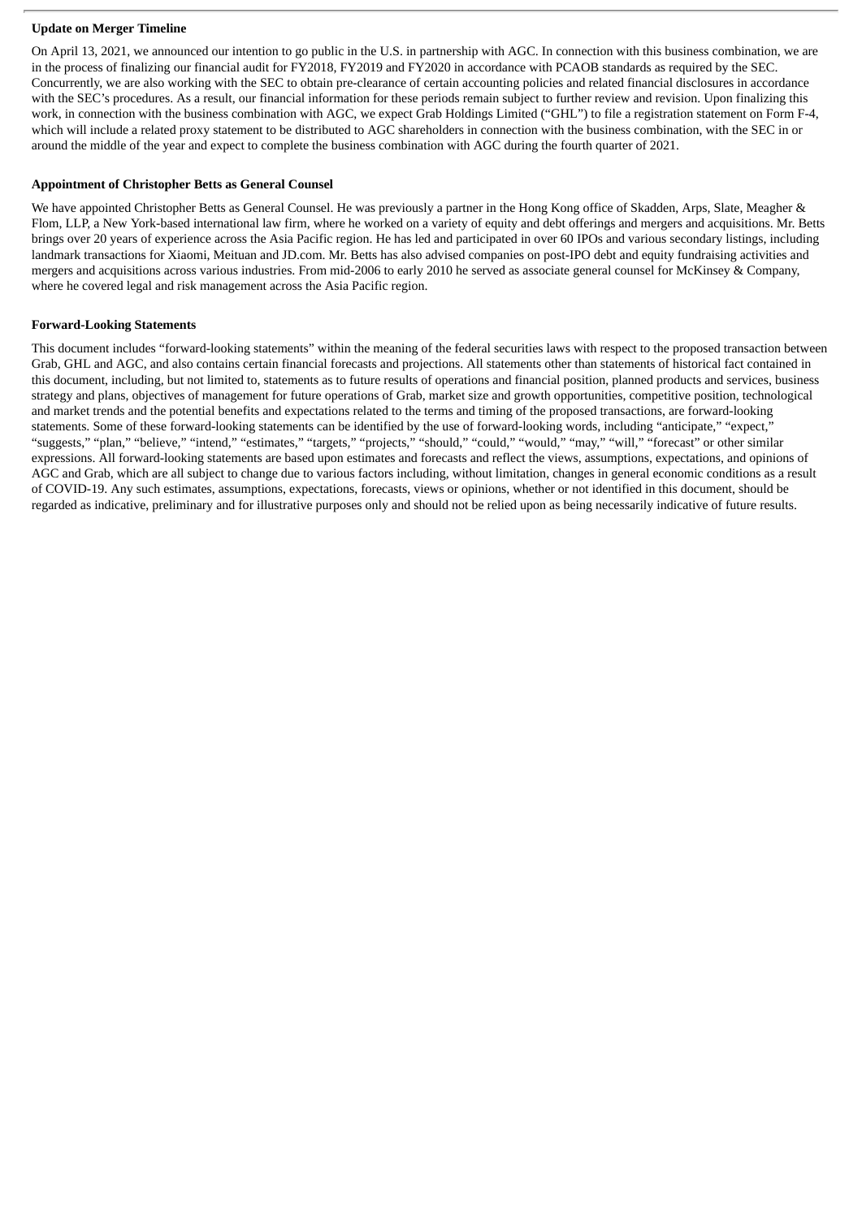**Update on Merger Timeline**

On April 13, 2021, we announced our intention to go public in the U.S. in partnership with AGC. In connection with this business combination, we are in the process of finalizing our financial audit for FY2018, FY2019 and FY2020 in accordance with PCAOB standards as required by the SEC. Concurrently, we are also working with the SEC to obtain pre-clearance of certain accounting policies and related financial disclosures in accordance with the SEC's procedures. As a result, our financial information for these periods remain subject to further review and revision. Upon finalizing this work, in connection with the business combination with AGC, we expect Grab Holdings Limited ("GHL") to file a registration statement on Form F-4, which will include a related proxy statement to be distributed to AGC shareholders in connection with the business combination, with the SEC in or around the middle of the year and expect to complete the business combination with AGC during the fourth quarter of 2021.

**Appointment of Christopher Betts as General Counsel**

We have appointed Christopher Betts as General Counsel. He was previously a partner in the Hong Kong office of Skadden, Arps, Slate, Meagher & Flom, LLP, a New York-based international law firm, where he worked on a variety of equity and debt offerings and mergers and acquisitions. Mr. Betts brings over 20 years of experience across the Asia Pacific region. He has led and participated in over 60 IPOs and various secondary listings, including landmark transactions for Xiaomi, Meituan and JD.com. Mr. Betts has also advised companies on post-IPO debt and equity fundraising activities and mergers and acquisitions across various industries. From mid-2006 to early 2010 he served as associate general counsel for McKinsey & Company, where he covered legal and risk management across the Asia Pacific region.

**Forward-Looking Statements**

This document includes "forward-looking statements" within the meaning of the federal securities laws with respect to the proposed transaction between Grab, GHL and AGC, and also contains certain financial forecasts and projections. All statements other than statements of historical fact contained in this document, including, but not limited to, statements as to future results of operations and financial position, planned products and services, business strategy and plans, objectives of management for future operations of Grab, market size and growth opportunities, competitive position, technological and market trends and the potential benefits and expectations related to the terms and timing of the proposed transactions, are forward-looking statements. Some of these forward-looking statements can be identified by the use of forward-looking words, including "anticipate," "expect," "suggests," "plan," "believe," "intend," "estimates," "targets," "projects," "should," "could," "would," "may," "will," "forecast" or other similar expressions. All forward-looking statements are based upon estimates and forecasts and reflect the views, assumptions, expectations, and opinions of AGC and Grab, which are all subject to change due to various factors including, without limitation, changes in general economic conditions as a result of COVID-19. Any such estimates, assumptions, expectations, forecasts, views or opinions, whether or not identified in this document, should be regarded as indicative, preliminary and for illustrative purposes only and should not be relied upon as being necessarily indicative of future results.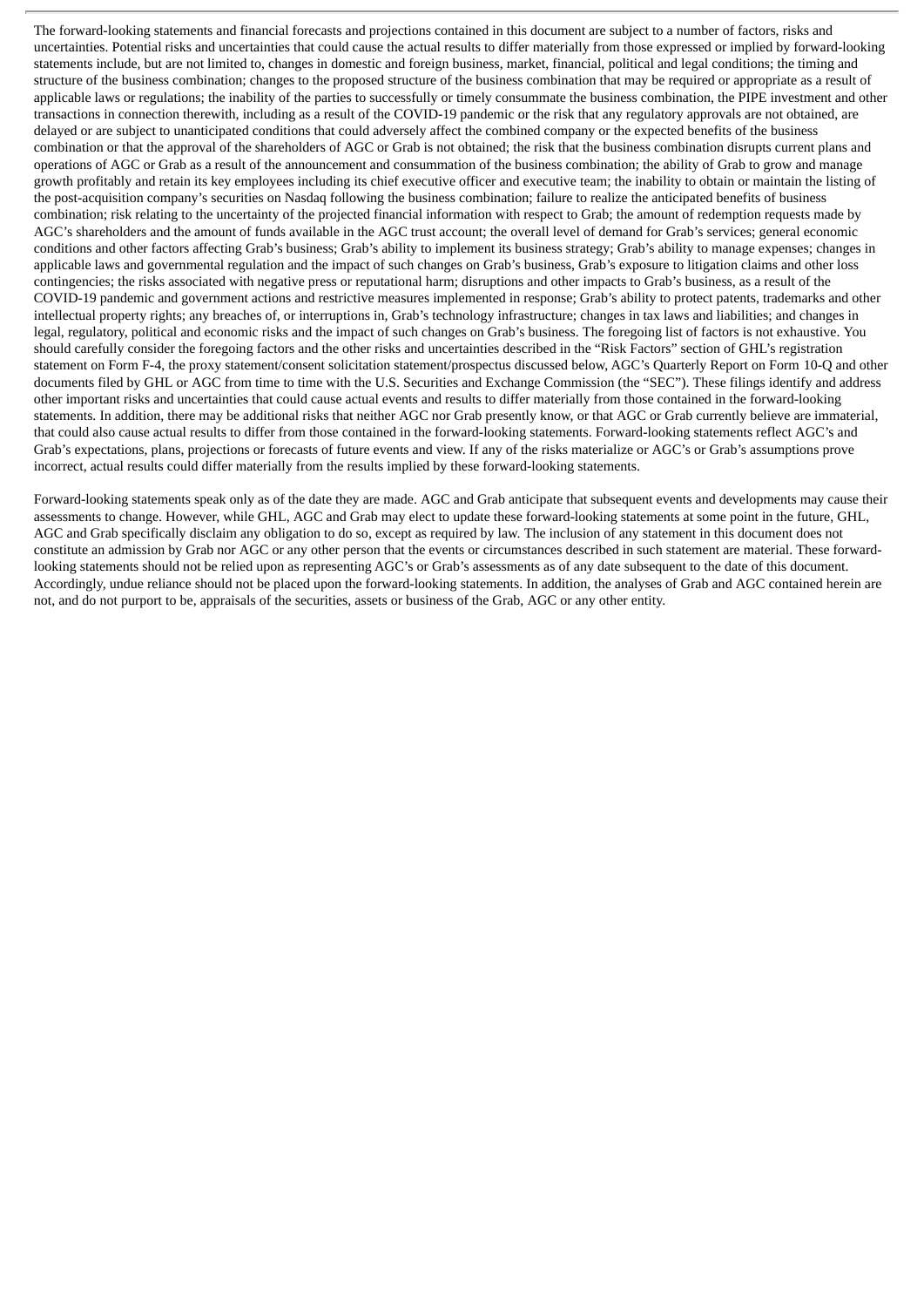The forward-looking statements and financial forecasts and projections contained in this document are subject to a number of factors, risks and uncertainties. Potential risks and uncertainties that could cause the actual results to differ materially from those expressed or implied by forward-looking statements include, but are not limited to, changes in domestic and foreign business, market, financial, political and legal conditions; the timing and structure of the business combination; changes to the proposed structure of the business combination that may be required or appropriate as a result of applicable laws or regulations; the inability of the parties to successfully or timely consummate the business combination, the PIPE investment and other transactions in connection therewith, including as a result of the COVID-19 pandemic or the risk that any regulatory approvals are not obtained, are delayed or are subject to unanticipated conditions that could adversely affect the combined company or the expected benefits of the business combination or that the approval of the shareholders of AGC or Grab is not obtained; the risk that the business combination disrupts current plans and operations of AGC or Grab as a result of the announcement and consummation of the business combination; the ability of Grab to grow and manage growth profitably and retain its key employees including its chief executive officer and executive team; the inability to obtain or maintain the listing of the post-acquisition company's securities on Nasdaq following the business combination; failure to realize the anticipated benefits of business combination; risk relating to the uncertainty of the projected financial information with respect to Grab; the amount of redemption requests made by AGC's shareholders and the amount of funds available in the AGC trust account; the overall level of demand for Grab's services; general economic conditions and other factors affecting Grab's business; Grab's ability to implement its business strategy; Grab's ability to manage expenses; changes in applicable laws and governmental regulation and the impact of such changes on Grab's business, Grab's exposure to litigation claims and other loss contingencies; the risks associated with negative press or reputational harm; disruptions and other impacts to Grab's business, as a result of the COVID-19 pandemic and government actions and restrictive measures implemented in response; Grab's ability to protect patents, trademarks and other intellectual property rights; any breaches of, or interruptions in, Grab's technology infrastructure; changes in tax laws and liabilities; and changes in legal, regulatory, political and economic risks and the impact of such changes on Grab's business. The foregoing list of factors is not exhaustive. You should carefully consider the foregoing factors and the other risks and uncertainties described in the "Risk Factors" section of GHL's registration statement on Form F-4, the proxy statement/consent solicitation statement/prospectus discussed below, AGC's Quarterly Report on Form 10-Q and other documents filed by GHL or AGC from time to time with the U.S. Securities and Exchange Commission (the "SEC"). These filings identify and address other important risks and uncertainties that could cause actual events and results to differ materially from those contained in the forward-looking statements. In addition, there may be additional risks that neither AGC nor Grab presently know, or that AGC or Grab currently believe are immaterial, that could also cause actual results to differ from those contained in the forward-looking statements. Forward-looking statements reflect AGC's and Grab's expectations, plans, projections or forecasts of future events and view. If any of the risks materialize or AGC's or Grab's assumptions prove incorrect, actual results could differ materially from the results implied by these forward-looking statements.

Forward-looking statements speak only as of the date they are made. AGC and Grab anticipate that subsequent events and developments may cause their assessments to change. However, while GHL, AGC and Grab may elect to update these forward-looking statements at some point in the future, GHL, AGC and Grab specifically disclaim any obligation to do so, except as required by law. The inclusion of any statement in this document does not constitute an admission by Grab nor AGC or any other person that the events or circumstances described in such statement are material. These forward-looking statements should not be relied upon as representing AGC's or Grab's assessments as of any date subsequent to the date of this document. Accordingly, undue reliance should not be placed upon the forward-looking statements. In addition, the analyses of Grab and AGC contained herein are not, and do not purport to be, appraisals of the securities, assets or business of the Grab, AGC or any other entity.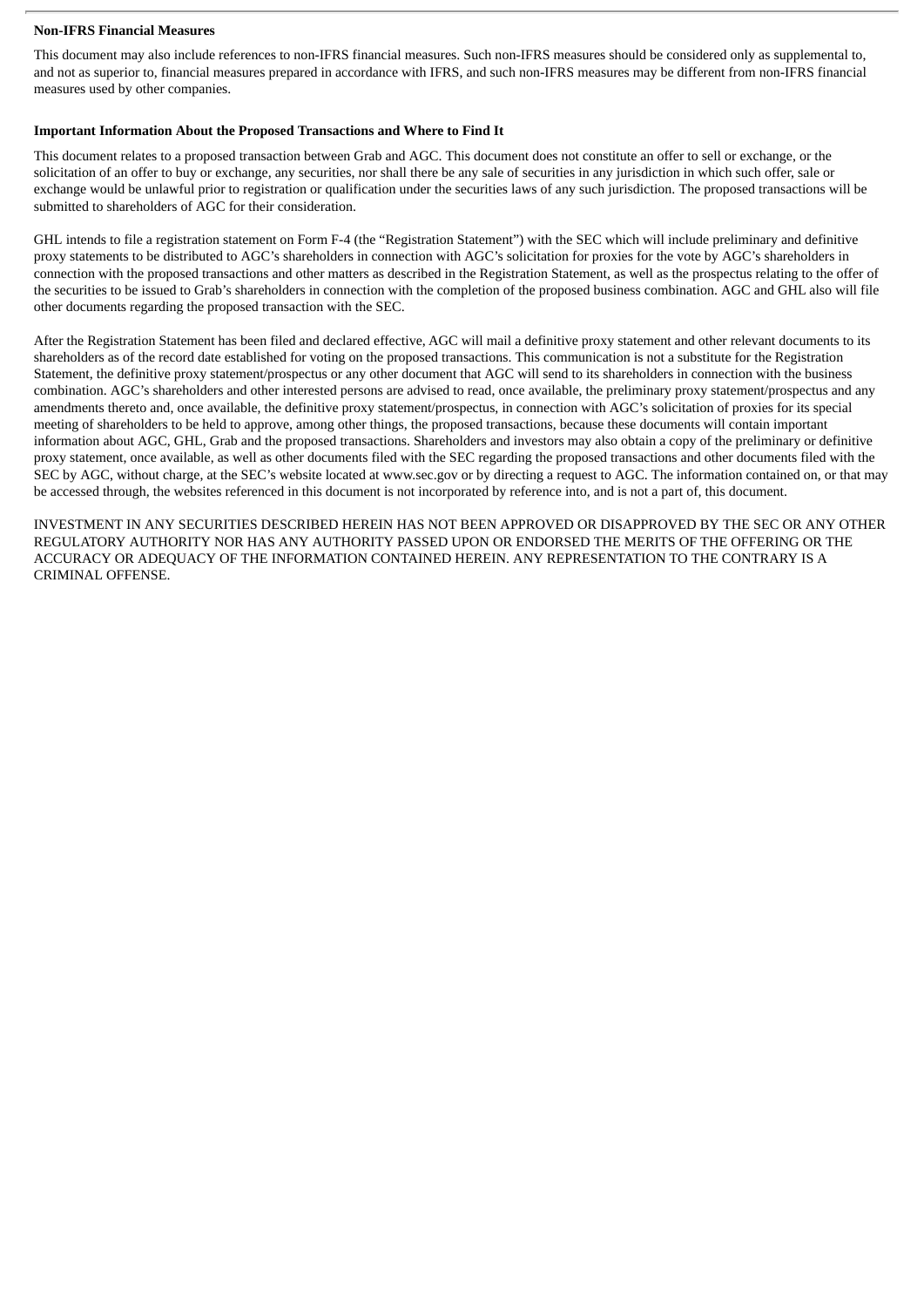**Non-IFRS Financial Measures**

This document may also include references to non-IFRS financial measures. Such non-IFRS measures should be considered only as supplemental to, and not as superior to, financial measures prepared in accordance with IFRS, and such non-IFRS measures may be different from non-IFRS financial measures used by other companies.

**Important Information About the Proposed Transactions and Where to Find It**

This document relates to a proposed transaction between Grab and AGC. This document does not constitute an offer to sell or exchange, or the solicitation of an offer to buy or exchange, any securities, nor shall there be any sale of securities in any jurisdiction in which such offer, sale or exchange would be unlawful prior to registration or qualification under the securities laws of any such jurisdiction. The proposed transactions will be submitted to shareholders of AGC for their consideration.

GHL intends to file a registration statement on Form F-4 (the "Registration Statement") with the SEC which will include preliminary and definitive proxy statements to be distributed to AGC's shareholders in connection with AGC's solicitation for proxies for the vote by AGC's shareholders in connection with the proposed transactions and other matters as described in the Registration Statement, as well as the prospectus relating to the offer of the securities to be issued to Grab's shareholders in connection with the completion of the proposed business combination. AGC and GHL also will file other documents regarding the proposed transaction with the SEC.

After the Registration Statement has been filed and declared effective, AGC will mail a definitive proxy statement and other relevant documents to its shareholders as of the record date established for voting on the proposed transactions. This communication is not a substitute for the Registration Statement, the definitive proxy statement/prospectus or any other document that AGC will send to its shareholders in connection with the business combination. AGC's shareholders and other interested persons are advised to read, once available, the preliminary proxy statement/prospectus and any amendments thereto and, once available, the definitive proxy statement/prospectus, in connection with AGC's solicitation of proxies for its special meeting of shareholders to be held to approve, among other things, the proposed transactions, because these documents will contain important information about AGC, GHL, Grab and the proposed transactions. Shareholders and investors may also obtain a copy of the preliminary or definitive proxy statement, once available, as well as other documents filed with the SEC regarding the proposed transactions and other documents filed with the SEC by AGC, without charge, at the SEC's website located at www.sec.gov or by directing a request to AGC. The information contained on, or that may be accessed through, the websites referenced in this document is not incorporated by reference into, and is not a part of, this document.

INVESTMENT IN ANY SECURITIES DESCRIBED HEREIN HAS NOT BEEN APPROVED OR DISAPPROVED BY THE SEC OR ANY OTHER REGULATORY AUTHORITY NOR HAS ANY AUTHORITY PASSED UPON OR ENDORSED THE MERITS OF THE OFFERING OR THE ACCURACY OR ADEQUACY OF THE INFORMATION CONTAINED HEREIN. ANY REPRESENTATION TO THE CONTRARY IS A CRIMINAL OFFENSE.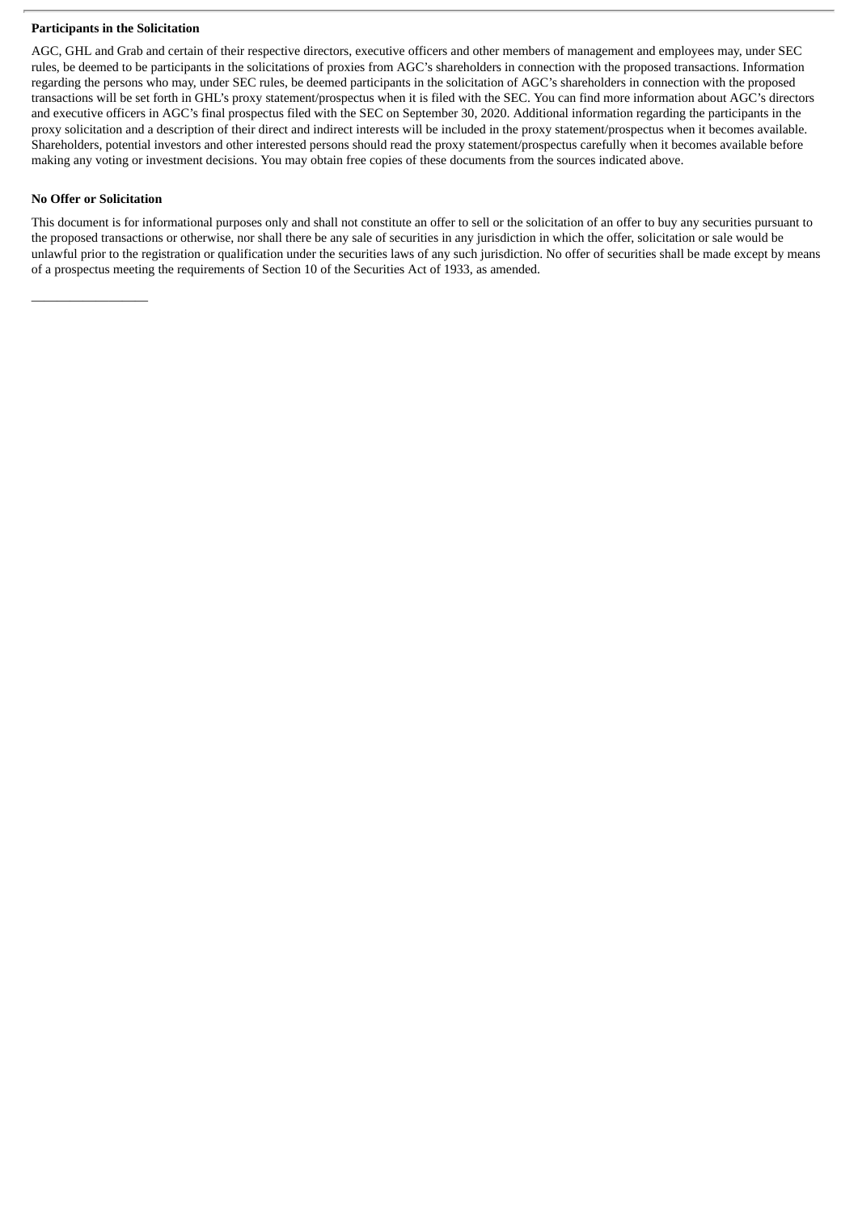**Participants in the Solicitation**

AGC, GHL and Grab and certain of their respective directors, executive officers and other members of management and employees may, under SEC rules, be deemed to be participants in the solicitations of proxies from AGC's shareholders in connection with the proposed transactions. Information regarding the persons who may, under SEC rules, be deemed participants in the solicitation of AGC's shareholders in connection with the proposed transactions will be set forth in GHL's proxy statement/prospectus when it is filed with the SEC. You can find more information about AGC's directors and executive officers in AGC's final prospectus filed with the SEC on September 30, 2020. Additional information regarding the participants in the proxy solicitation and a description of their direct and indirect interests will be included in the proxy statement/prospectus when it becomes available. Shareholders, potential investors and other interested persons should read the proxy statement/prospectus carefully when it becomes available before making any voting or investment decisions. You may obtain free copies of these documents from the sources indicated above.

**No Offer or Solicitation**

This document is for informational purposes only and shall not constitute an offer to sell or the solicitation of an offer to buy any securities pursuant to the proposed transactions or otherwise, nor shall there be any sale of securities in any jurisdiction in which the offer, solicitation or sale would be unlawful prior to the registration or qualification under the securities laws of any such jurisdiction. No offer of securities shall be made except by means of a prospectus meeting the requirements of Section 10 of the Securities Act of 1933, as amended.